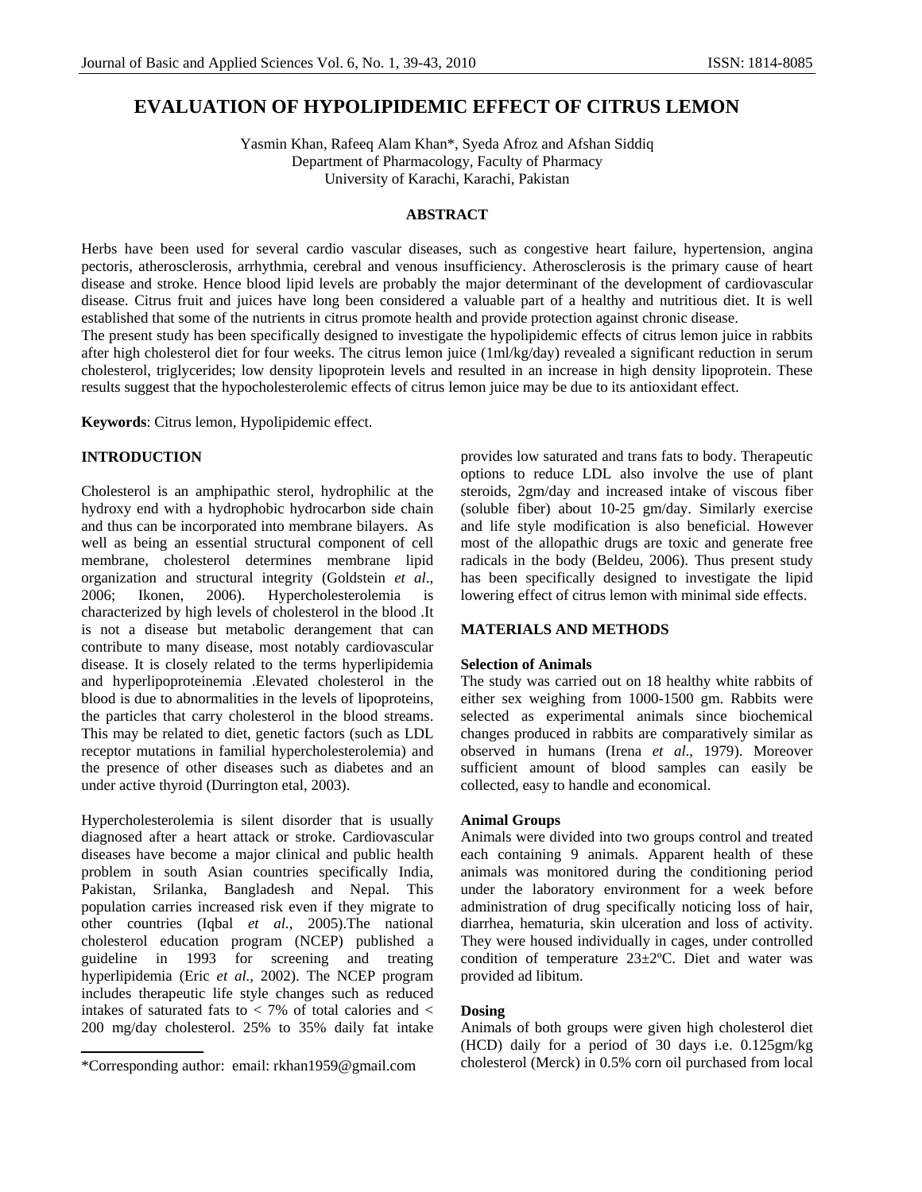# EVALUATION OF HYPOLIPIDEMIC EFFECT OF CITRUS LEMON

Yasmin Khan, Rafeeq Alam Khan*, Syeda Afroz and Afshan Siddiq
Department of Pharmacology, Faculty of Pharmacy
University of Karachi, Karachi, Pakistan

## ABSTRACT

Herbs have been used for several cardio vascular diseases, such as congestive heart failure, hypertension, angina pectoris, atherosclerosis, arrhythmia, cerebral and venous insufficiency. Atherosclerosis is the primary cause of heart disease and stroke. Hence blood lipid levels are probably the major determinant of the development of cardiovascular disease. Citrus fruit and juices have long been considered a valuable part of a healthy and nutritious diet. It is well established that some of the nutrients in citrus promote health and provide protection against chronic disease.

The present study has been specifically designed to investigate the hypolipidemic effects of citrus lemon juice in rabbits after high cholesterol diet for four weeks. The citrus lemon juice (1ml/kg/day) revealed a significant reduction in serum cholesterol, triglycerides; low density lipoprotein levels and resulted in an increase in high density lipoprotein. These results suggest that the hypocholesterolemic effects of citrus lemon juice may be due to its antioxidant effect.

**Keywords**: Citrus lemon, Hypolipidemic effect.

## INTRODUCTION

Cholesterol is an amphipathic sterol, hydrophilic at the hydroxy end with a hydrophobic hydrocarbon side chain and thus can be incorporated into membrane bilayers. As well as being an essential structural component of cell membrane, cholesterol determines membrane lipid organization and structural integrity (Goldstein *et al*., 2006; Ikonen, 2006). Hypercholesterolemia is characterized by high levels of cholesterol in the blood .It is not a disease but metabolic derangement that can contribute to many disease, most notably cardiovascular disease. It is closely related to the terms hyperlipidemia and hyperlipoproteinemia .Elevated cholesterol in the blood is due to abnormalities in the levels of lipoproteins, the particles that carry cholesterol in the blood streams. This may be related to diet, genetic factors (such as LDL receptor mutations in familial hypercholesterolemia) and the presence of other diseases such as diabetes and an under active thyroid (Durrington etal, 2003).

Hypercholesterolemia is silent disorder that is usually diagnosed after a heart attack or stroke. Cardiovascular diseases have become a major clinical and public health problem in south Asian countries specifically India, Pakistan, Srilanka, Bangladesh and Nepal. This population carries increased risk even if they migrate to other countries (Iqbal *et al.*, 2005).The national cholesterol education program (NCEP) published a guideline in 1993 for screening and treating hyperlipidemia (Eric *et al.*, 2002). The NCEP program includes therapeutic life style changes such as reduced intakes of saturated fats to < 7% of total calories and < 200 mg/day cholesterol. 25% to 35% daily fat intake provides low saturated and trans fats to body. Therapeutic options to reduce LDL also involve the use of plant steroids, 2gm/day and increased intake of viscous fiber (soluble fiber) about 10-25 gm/day. Similarly exercise and life style modification is also beneficial. However most of the allopathic drugs are toxic and generate free radicals in the body (Beldeu, 2006). Thus present study has been specifically designed to investigate the lipid lowering effect of citrus lemon with minimal side effects.

## MATERIALS AND METHODS

### Selection of Animals

The study was carried out on 18 healthy white rabbits of either sex weighing from 1000-1500 gm. Rabbits were selected as experimental animals since biochemical changes produced in rabbits are comparatively similar as observed in humans (Irena *et al*., 1979). Moreover sufficient amount of blood samples can easily be collected, easy to handle and economical.

### Animal Groups

Animals were divided into two groups control and treated each containing 9 animals. Apparent health of these animals was monitored during the conditioning period under the laboratory environment for a week before administration of drug specifically noticing loss of hair, diarrhea, hematuria, skin ulceration and loss of activity. They were housed individually in cages, under controlled condition of temperature 23±2ºC. Diet and water was provided ad libitum.

### Dosing

Animals of both groups were given high cholesterol diet (HCD) daily for a period of 30 days i.e. 0.125gm/kg cholesterol (Merck) in 0.5% corn oil purchased from local

\*Corresponding author: email: rkhan1959@gmail.com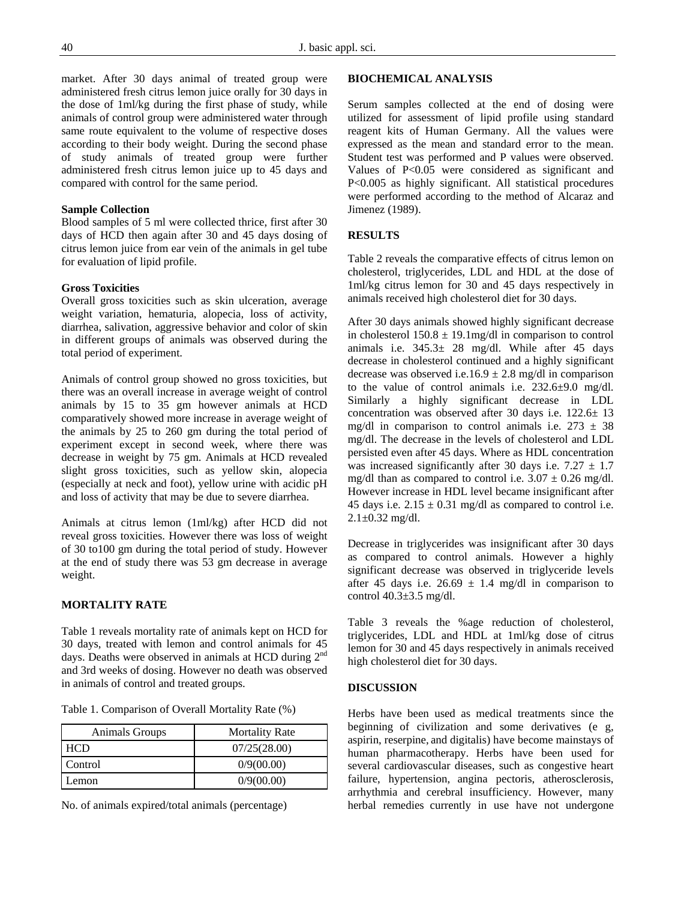market. After 30 days animal of treated group were administered fresh citrus lemon juice orally for 30 days in the dose of 1ml/kg during the first phase of study, while animals of control group were administered water through same route equivalent to the volume of respective doses according to their body weight. During the second phase of study animals of treated group were further administered fresh citrus lemon juice up to 45 days and compared with control for the same period.

**Sample Collection**

Blood samples of 5 ml were collected thrice, first after 30 days of HCD then again after 30 and 45 days dosing of citrus lemon juice from ear vein of the animals in gel tube for evaluation of lipid profile.

**Gross Toxicities**

Overall gross toxicities such as skin ulceration, average weight variation, hematuria, alopecia, loss of activity, diarrhea, salivation, aggressive behavior and color of skin in different groups of animals was observed during the total period of experiment.

Animals of control group showed no gross toxicities, but there was an overall increase in average weight of control animals by 15 to 35 gm however animals at HCD comparatively showed more increase in average weight of the animals by 25 to 260 gm during the total period of experiment except in second week, where there was decrease in weight by 75 gm. Animals at HCD revealed slight gross toxicities, such as yellow skin, alopecia (especially at neck and foot), yellow urine with acidic pH and loss of activity that may be due to severe diarrhea.

Animals at citrus lemon (1ml/kg) after HCD did not reveal gross toxicities. However there was loss of weight of 30 to100 gm during the total period of study. However at the end of study there was 53 gm decrease in average weight.

## MORTALITY RATE

Table 1 reveals mortality rate of animals kept on HCD for 30 days, treated with lemon and control animals for 45 days. Deaths were observed in animals at HCD during 2nd and 3rd weeks of dosing. However no death was observed in animals of control and treated groups.

Table 1. Comparison of Overall Mortality Rate (%)

| Animals Groups | Mortality Rate |
|---|---|
| HCD | 07/25(28.00) |
| Control | 0/9(00.00) |
| Lemon | 0/9(00.00) |

No. of animals expired/total animals (percentage)

## BIOCHEMICAL ANALYSIS

Serum samples collected at the end of dosing were utilized for assessment of lipid profile using standard reagent kits of Human Germany. All the values were expressed as the mean and standard error to the mean. Student test was performed and P values were observed. Values of $P<0.05$ were considered as significant and $P<0.005$ as highly significant. All statistical procedures were performed according to the method of Alcaraz and Jimenez (1989).

## RESULTS

Table 2 reveals the comparative effects of citrus lemon on cholesterol, triglycerides, LDL and HDL at the dose of 1ml/kg citrus lemon for 30 and 45 days respectively in animals received high cholesterol diet for 30 days.

After 30 days animals showed highly significant decrease in cholesterol $150.8 \pm 19.1$mg/dl in comparison to control animals i.e. $345.3\pm$ 28 mg/dl. While after 45 days decrease in cholesterol continued and a highly significant decrease was observed i.e.$16.9 \pm 2.8$ mg/dl in comparison to the value of control animals i.e. $232.6\pm9.0$ mg/dl. Similarly a highly significant decrease in LDL concentration was observed after 30 days i.e. $122.6\pm$ 13 mg/dl in comparison to control animals i.e. $273 \pm 38$ mg/dl. The decrease in the levels of cholesterol and LDL persisted even after 45 days. Where as HDL concentration was increased significantly after 30 days i.e. $7.27 \pm 1.7$ mg/dl than as compared to control i.e. $3.07 \pm 0.26$ mg/dl. However increase in HDL level became insignificant after 45 days i.e. $2.15 \pm 0.31$ mg/dl as compared to control i.e. $2.1\pm0.32$ mg/dl.

Decrease in triglycerides was insignificant after 30 days as compared to control animals. However a highly significant decrease was observed in triglyceride levels after 45 days i.e. $26.69 \pm 1.4$ mg/dl in comparison to control $40.3\pm3.5$ mg/dl.

Table 3 reveals the %age reduction of cholesterol, triglycerides, LDL and HDL at 1ml/kg dose of citrus lemon for 30 and 45 days respectively in animals received high cholesterol diet for 30 days.

## DISCUSSION

Herbs have been used as medical treatments since the beginning of civilization and some derivatives (e g, aspirin, reserpine, and digitalis) have become mainstays of human pharmacotherapy. Herbs have been used for several cardiovascular diseases, such as congestive heart failure, hypertension, angina pectoris, atherosclerosis, arrhythmia and cerebral insufficiency. However, many herbal remedies currently in use have not undergone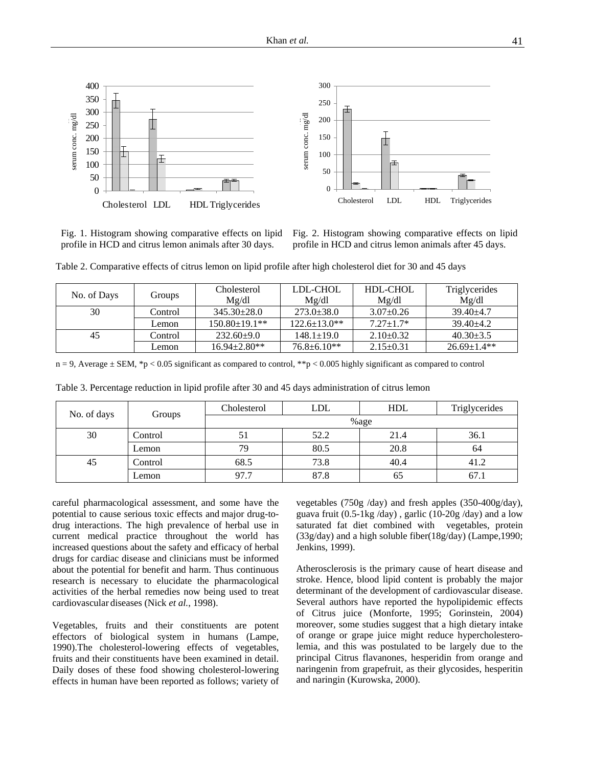Fig. 1. Histogram showing comparative effects on lipid profile in HCD and citrus lemon animals after 30 days.

Fig. 2. Histogram showing comparative effects on lipid profile in HCD and citrus lemon animals after 45 days.

Table 2. Comparative effects of citrus lemon on lipid profile after high cholesterol diet for 30 and 45 days

| No. of Days | Groups | Cholesterol Mg/dl | LDL-CHOL Mg/dl | HDL-CHOL Mg/dl | Triglycerides Mg/dl |
|---|---|---|---|---|---|
| 30 | Control | 345.30±28.0 | 273.0±38.0 | 3.07±0.26 | 39.40±4.7 |
| | Lemon | 150.80±19.1** | 122.6±13.0** | 7.27±1.7* | 39.40±4.2 |
| 45 | Control | 232.60±9.0 | 148.1±19.0 | 2.10±0.32 | 40.30±3.5 |
| | Lemon | 16.94±2.80** | 76.8±6.10** | 2.15±0.31 | 26.69±1.4** |

n = 9, Average ± SEM, *p < 0.05 significant as compared to control, **p < 0.005 highly significant as compared to control

Table 3. Percentage reduction in lipid profile after 30 and 45 days administration of citrus lemon

| No. of days | Groups | Cholesterol | LDL | HDL | Triglycerides |
|---|---|---|---|---|---|
| | | %age | | | |
| 30 | Control | 51 | 52.2 | 21.4 | 36.1 |
| | Lemon | 79 | 80.5 | 20.8 | 64 |
| 45 | Control | 68.5 | 73.8 | 40.4 | 41.2 |
| | Lemon | 97.7 | 87.8 | 65 | 67.1 |

careful pharmacological assessment, and some have the potential to cause serious toxic effects and major drug-to-drug interactions. The high prevalence of herbal use in current medical practice throughout the world has increased questions about the safety and efficacy of herbal drugs for cardiac disease and clinicians must be informed about the potential for benefit and harm. Thus continuous research is necessary to elucidate the pharmacological activities of the herbal remedies now being used to treat cardiovascular diseases (Nick *et al.*, 1998).

Vegetables, fruits and their constituents are potent effectors of biological system in humans (Lampe, 1990).The cholesterol-lowering effects of vegetables, fruits and their constituents have been examined in detail. Daily doses of these food showing cholesterol-lowering effects in human have been reported as follows; variety of vegetables (750g /day) and fresh apples (350-400g/day), guava fruit (0.5-1kg /day) , garlic (10-20g /day) and a low saturated fat diet combined with vegetables, protein (33g/day) and a high soluble fiber(18g/day) (Lampe,1990; Jenkins, 1999).

Atherosclerosis is the primary cause of heart disease and stroke. Hence, blood lipid content is probably the major determinant of the development of cardiovascular disease. Several authors have reported the hypolipidemic effects of Citrus juice (Monforte, 1995; Gorinstein, 2004) moreover, some studies suggest that a high dietary intake of orange or grape juice might reduce hypercholesterolemia, and this was postulated to be largely due to the principal Citrus flavanones, hesperidin from orange and naringenin from grapefruit, as their glycosides, hesperitin and naringin (Kurowska, 2000).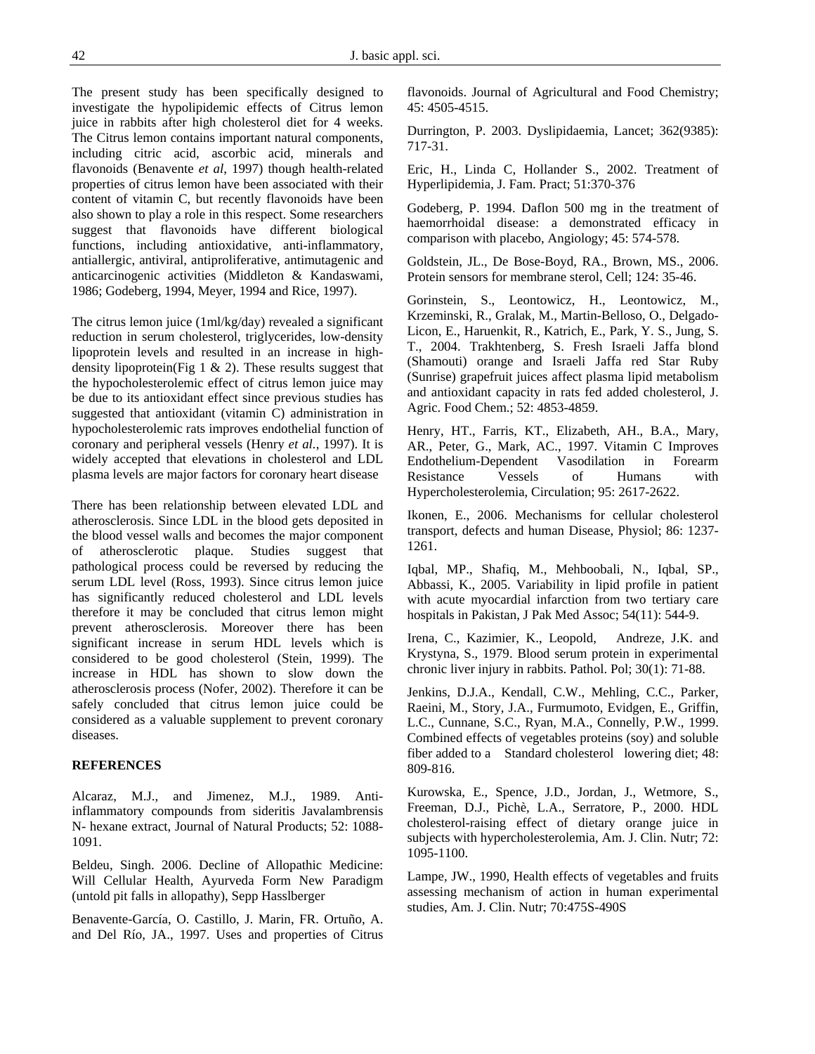The present study has been specifically designed to investigate the hypolipidemic effects of Citrus lemon juice in rabbits after high cholesterol diet for 4 weeks. The Citrus lemon contains important natural components, including citric acid, ascorbic acid, minerals and flavonoids (Benavente *et al,* 1997) though health-related properties of citrus lemon have been associated with their content of vitamin C, but recently flavonoids have been also shown to play a role in this respect. Some researchers suggest that flavonoids have different biological functions, including antioxidative, anti-inflammatory, antiallergic, antiviral, antiproliferative, antimutagenic and anticarcinogenic activities (Middleton & Kandaswami, 1986; Godeberg, 1994, Meyer, 1994 and Rice, 1997).

The citrus lemon juice (1ml/kg/day) revealed a significant reduction in serum cholesterol, triglycerides, low-density lipoprotein levels and resulted in an increase in high-density lipoprotein(Fig 1 & 2). These results suggest that the hypocholesterolemic effect of citrus lemon juice may be due to its antioxidant effect since previous studies has suggested that antioxidant (vitamin C) administration in hypocholesterolemic rats improves endothelial function of coronary and peripheral vessels (Henry *et al.*, 1997). It is widely accepted that elevations in cholesterol and LDL plasma levels are major factors for coronary heart disease

There has been relationship between elevated LDL and atherosclerosis. Since LDL in the blood gets deposited in the blood vessel walls and becomes the major component of atherosclerotic plaque. Studies suggest that pathological process could be reversed by reducing the serum LDL level (Ross, 1993). Since citrus lemon juice has significantly reduced cholesterol and LDL levels therefore it may be concluded that citrus lemon might prevent atherosclerosis. Moreover there has been significant increase in serum HDL levels which is considered to be good cholesterol (Stein, 1999). The increase in HDL has shown to slow down the atherosclerosis process (Nofer, 2002). Therefore it can be safely concluded that citrus lemon juice could be considered as a valuable supplement to prevent coronary diseases.

## REFERENCES

Alcaraz, M.J., and Jimenez, M.J., 1989. Anti-inflammatory compounds from sideritis Javalambrensis N- hexane extract, Journal of Natural Products; 52: 1088-1091.

Beldeu, Singh. 2006. Decline of Allopathic Medicine: Will Cellular Health, Ayurveda Form New Paradigm (untold pit falls in allopathy), Sepp Hasslberger

Benavente-García, O. Castillo, J. Marin, FR. Ortuño, A. and Del Río, JA., 1997. Uses and properties of Citrus flavonoids. Journal of Agricultural and Food Chemistry; 45: 4505-4515.

Durrington, P. 2003. Dyslipidaemia, Lancet; 362(9385): 717-31.

Eric, H., Linda C, Hollander S., 2002. Treatment of Hyperlipidemia, J. Fam. Pract; 51:370-376

Godeberg, P. 1994. Daflon 500 mg in the treatment of haemorrhoidal disease: a demonstrated efficacy in comparison with placebo, Angiology; 45: 574-578.

Goldstein, JL., De Bose-Boyd, RA., Brown, MS., 2006. Protein sensors for membrane sterol, Cell; 124: 35-46.

Gorinstein, S., Leontowicz, H., Leontowicz, M., Krzeminski, R., Gralak, M., Martin-Belloso, O., Delgado-Licon, E., Haruenkit, R., Katrich, E., Park, Y. S., Jung, S. T., 2004. Trakhtenberg, S. Fresh Israeli Jaffa blond (Shamouti) orange and Israeli Jaffa red Star Ruby (Sunrise) grapefruit juices affect plasma lipid metabolism and antioxidant capacity in rats fed added cholesterol, J. Agric. Food Chem.; 52: 4853-4859.

Henry, HT., Farris, KT., Elizabeth, AH., B.A., Mary, AR., Peter, G., Mark, AC., 1997. Vitamin C Improves Endothelium-Dependent Vasodilation in Forearm Resistance Vessels of Humans with Hypercholesterolemia, Circulation; 95: 2617-2622.

Ikonen, E., 2006. Mechanisms for cellular cholesterol transport, defects and human Disease, Physiol; 86: 1237-1261.

Iqbal, MP., Shafiq, M., Mehboobali, N., Iqbal, SP., Abbassi, K., 2005. Variability in lipid profile in patient with acute myocardial infarction from two tertiary care hospitals in Pakistan, J Pak Med Assoc; 54(11): 544-9.

Irena, C., Kazimier, K., Leopold, Andreze, J.K. and Krystyna, S., 1979. Blood serum protein in experimental chronic liver injury in rabbits. Pathol. Pol; 30(1): 71-88.

Jenkins, D.J.A., Kendall, C.W., Mehling, C.C., Parker, Raeini, M., Story, J.A., Furmumoto, Evidgen, E., Griffin, L.C., Cunnane, S.C., Ryan, M.A., Connelly, P.W., 1999. Combined effects of vegetables proteins (soy) and soluble fiber added to a Standard cholesterol lowering diet; 48: 809-816.

Kurowska, E., Spence, J.D., Jordan, J., Wetmore, S., Freeman, D.J., Pichè, L.A., Serratore, P., 2000. HDL cholesterol-raising effect of dietary orange juice in subjects with hypercholesterolemia, Am. J. Clin. Nutr; 72: 1095-1100.

Lampe, JW., 1990, Health effects of vegetables and fruits assessing mechanism of action in human experimental studies, Am. J. Clin. Nutr; 70:475S-490S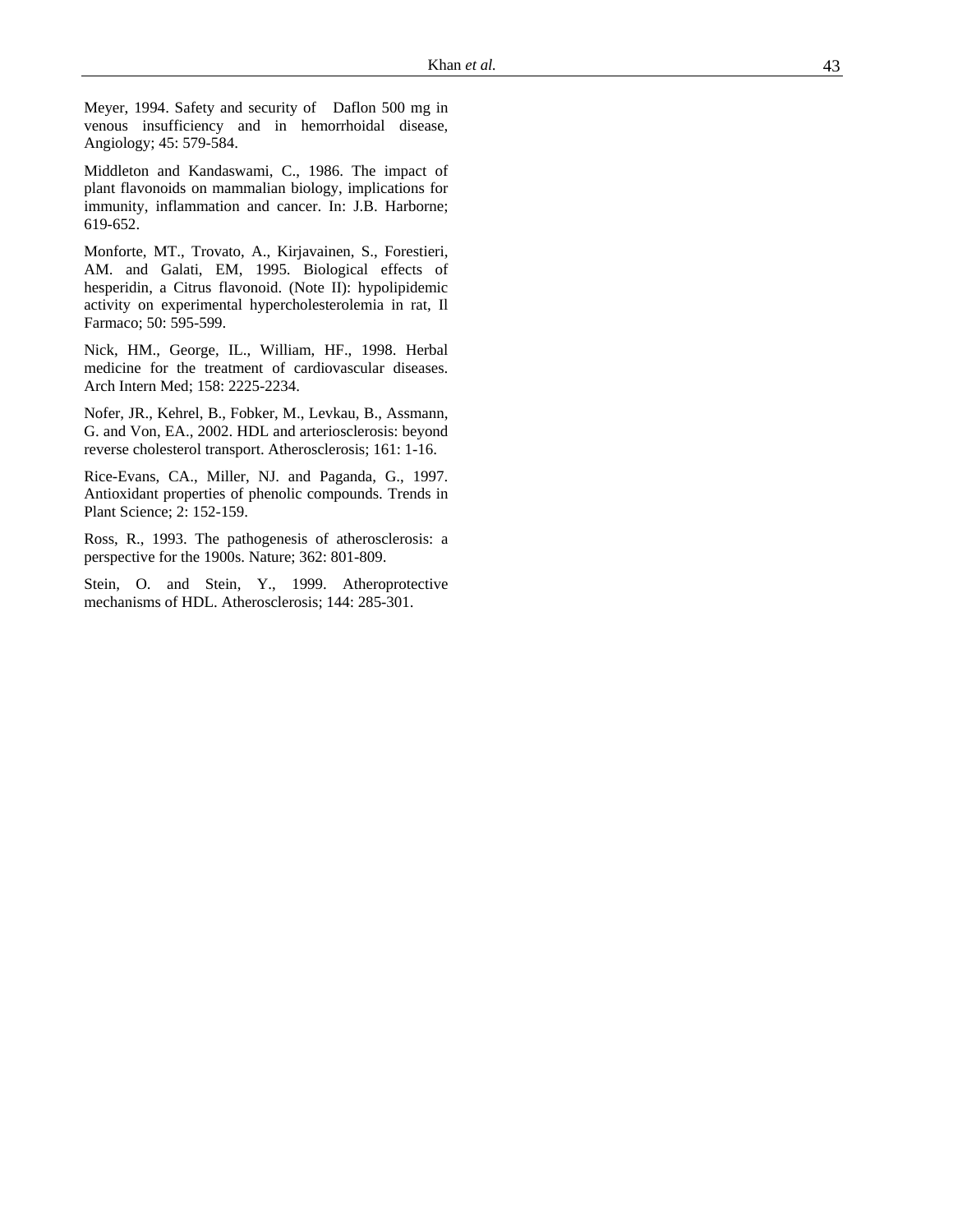Meyer, 1994. Safety and security of Daflon 500 mg in venous insufficiency and in hemorrhoidal disease, Angiology; 45: 579-584.

Middleton and Kandaswami, C., 1986. The impact of plant flavonoids on mammalian biology, implications for immunity, inflammation and cancer. In: J.B. Harborne; 619-652.

Monforte, MT., Trovato, A., Kirjavainen, S., Forestieri, AM. and Galati, EM, 1995. Biological effects of hesperidin, a Citrus flavonoid. (Note II): hypolipidemic activity on experimental hypercholesterolemia in rat, Il Farmaco; 50: 595-599.

Nick, HM., George, IL., William, HF., 1998. Herbal medicine for the treatment of cardiovascular diseases. Arch Intern Med; 158: 2225-2234.

Nofer, JR., Kehrel, B., Fobker, M., Levkau, B., Assmann, G. and Von, EA., 2002. HDL and arteriosclerosis: beyond reverse cholesterol transport. Atherosclerosis; 161: 1-16.

Rice-Evans, CA., Miller, NJ. and Paganda, G., 1997. Antioxidant properties of phenolic compounds. Trends in Plant Science; 2: 152-159.

Ross, R., 1993. The pathogenesis of atherosclerosis: a perspective for the 1900s. Nature; 362: 801-809.

Stein, O. and Stein, Y., 1999. Atheroprotective mechanisms of HDL. Atherosclerosis; 144: 285-301.